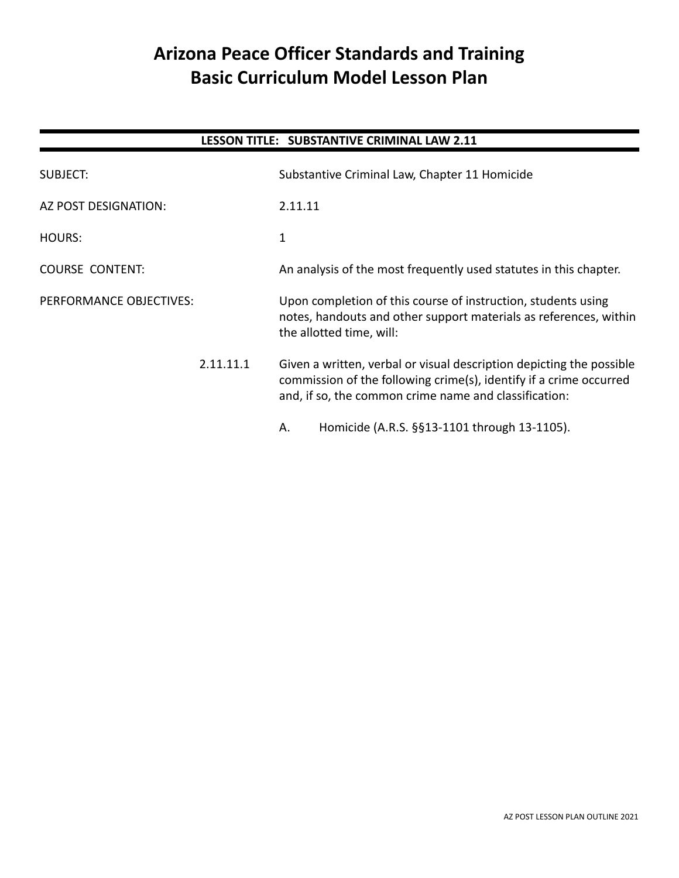# Arizona Peace Officer Standards and Training
# Basic Curriculum Model Lesson Plan

---

**LESSON TITLE: SUBSTANTIVE CRIMINAL LAW 2.11**

---

SUBJECT: Substantive Criminal Law, Chapter 11 Homicide

AZ POST DESIGNATION: 2.11.11

HOURS: 1

COURSE CONTENT: An analysis of the most frequently used statutes in this chapter.

PERFORMANCE OBJECTIVES: Upon completion of this course of instruction, students using notes, handouts and other support materials as references, within the allotted time, will:

2.11.11.1 Given a written, verbal or visual description depicting the possible commission of the following crime(s), identify if a crime occurred and, if so, the common crime name and classification:

A. Homicide (A.R.S. §§13-1101 through 13-1105).

AZ POST LESSON PLAN OUTLINE 2021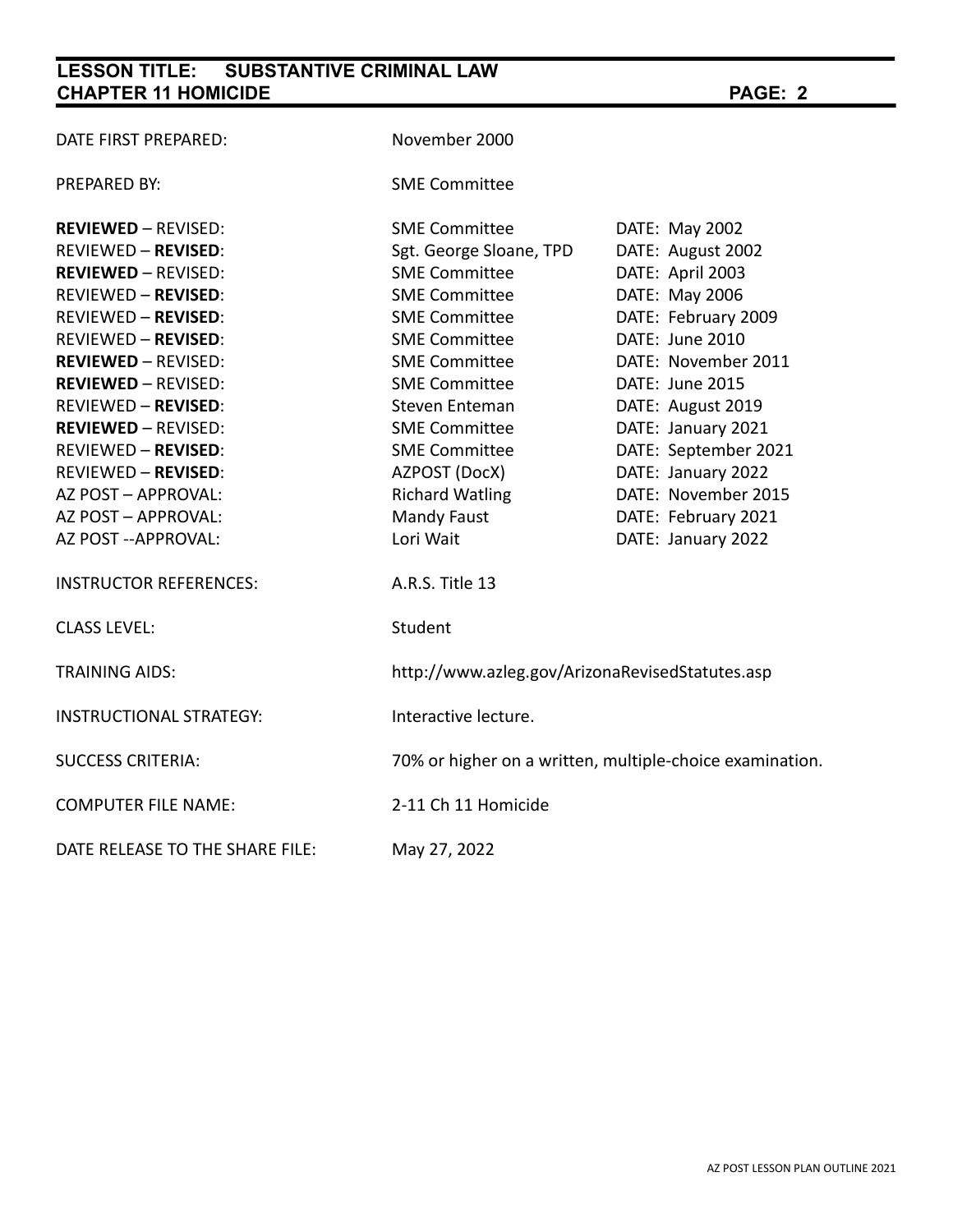**LESSON TITLE: SUBSTANTIVE CRIMINAL LAW**
**CHAPTER 11 HOMICIDE**

| | | |
|---|---|---|
| DATE FIRST PREPARED: | November 2000 | |
| PREPARED BY: | SME Committee | |
| **REVIEWED** – REVISED: | SME Committee | DATE: May 2002 |
| REVIEWED – **REVISED**: | Sgt. George Sloane, TPD | DATE: August 2002 |
| **REVIEWED** – REVISED: | SME Committee | DATE: April 2003 |
| REVIEWED – **REVISED**: | SME Committee | DATE: May 2006 |
| REVIEWED – **REVISED**: | SME Committee | DATE: February 2009 |
| REVIEWED – **REVISED**: | SME Committee | DATE: June 2010 |
| **REVIEWED** – REVISED: | SME Committee | DATE: November 2011 |
| **REVIEWED** – REVISED: | SME Committee | DATE: June 2015 |
| REVIEWED – **REVISED**: | Steven Enteman | DATE: August 2019 |
| **REVIEWED** – REVISED: | SME Committee | DATE: January 2021 |
| REVIEWED – **REVISED**: | SME Committee | DATE: September 2021 |
| REVIEWED – **REVISED**: | AZPOST (DocX) | DATE: January 2022 |
| AZ POST – APPROVAL: | Richard Watling | DATE: November 2015 |
| AZ POST – APPROVAL: | Mandy Faust | DATE: February 2021 |
| AZ POST --APPROVAL: | Lori Wait | DATE: January 2022 |
| INSTRUCTOR REFERENCES: | A.R.S. Title 13 | |
| CLASS LEVEL: | Student | |
| TRAINING AIDS: | http://www.azleg.gov/ArizonaRevisedStatutes.asp | |
| INSTRUCTIONAL STRATEGY: | Interactive lecture. | |
| SUCCESS CRITERIA: | 70% or higher on a written, multiple-choice examination. | |
| COMPUTER FILE NAME: | 2-11 Ch 11 Homicide | |
| DATE RELEASE TO THE SHARE FILE: | May 27, 2022 | |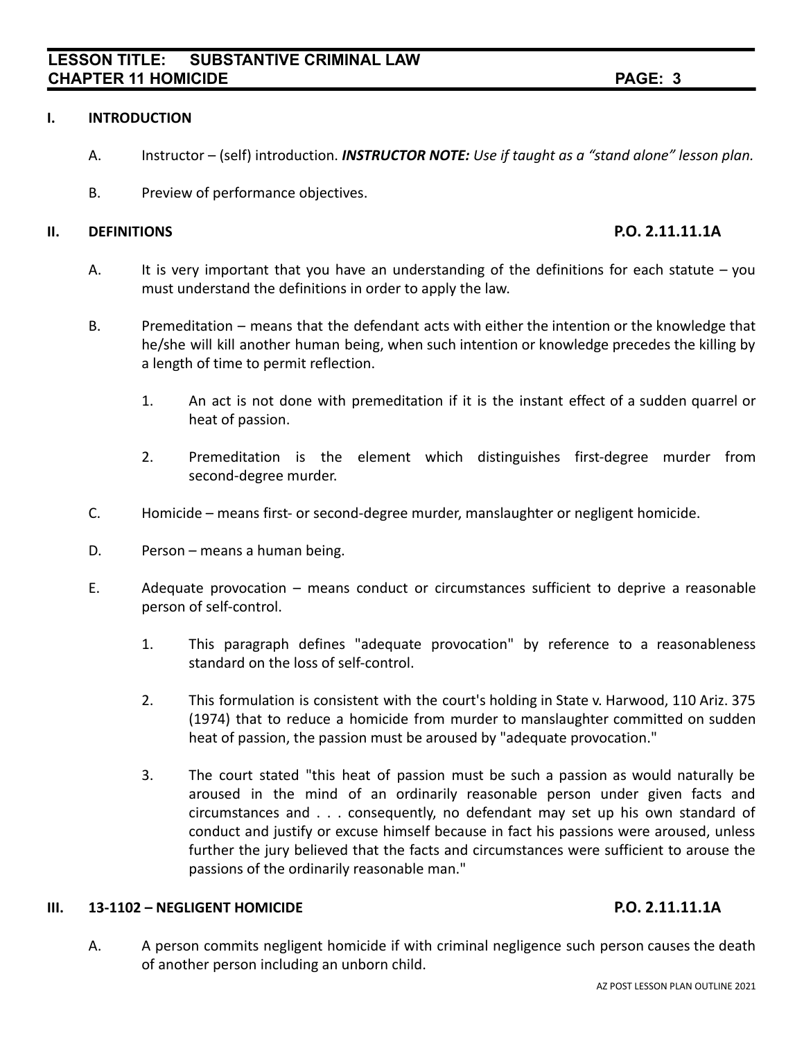## I. INTRODUCTION

A. Instructor – (self) introduction. ***INSTRUCTOR NOTE:*** *Use if taught as a "stand alone" lesson plan.*

B. Preview of performance objectives.

## II. DEFINITIONS — P.O. 2.11.11.1A

A. It is very important that you have an understanding of the definitions for each statute – you must understand the definitions in order to apply the law.

B. Premeditation – means that the defendant acts with either the intention or the knowledge that he/she will kill another human being, when such intention or knowledge precedes the killing by a length of time to permit reflection.

   1. An act is not done with premeditation if it is the instant effect of a sudden quarrel or heat of passion.

   2. Premeditation is the element which distinguishes first-degree murder from second-degree murder.

C. Homicide – means first- or second-degree murder, manslaughter or negligent homicide.

D. Person – means a human being.

E. Adequate provocation – means conduct or circumstances sufficient to deprive a reasonable person of self-control.

   1. This paragraph defines "adequate provocation" by reference to a reasonableness standard on the loss of self-control.

   2. This formulation is consistent with the court's holding in State v. Harwood, 110 Ariz. 375 (1974) that to reduce a homicide from murder to manslaughter committed on sudden heat of passion, the passion must be aroused by "adequate provocation."

   3. The court stated "this heat of passion must be such a passion as would naturally be aroused in the mind of an ordinarily reasonable person under given facts and circumstances and . . . consequently, no defendant may set up his own standard of conduct and justify or excuse himself because in fact his passions were aroused, unless further the jury believed that the facts and circumstances were sufficient to arouse the passions of the ordinarily reasonable man."

## III. 13-1102 – NEGLIGENT HOMICIDE — P.O. 2.11.11.1A

A. A person commits negligent homicide if with criminal negligence such person causes the death of another person including an unborn child.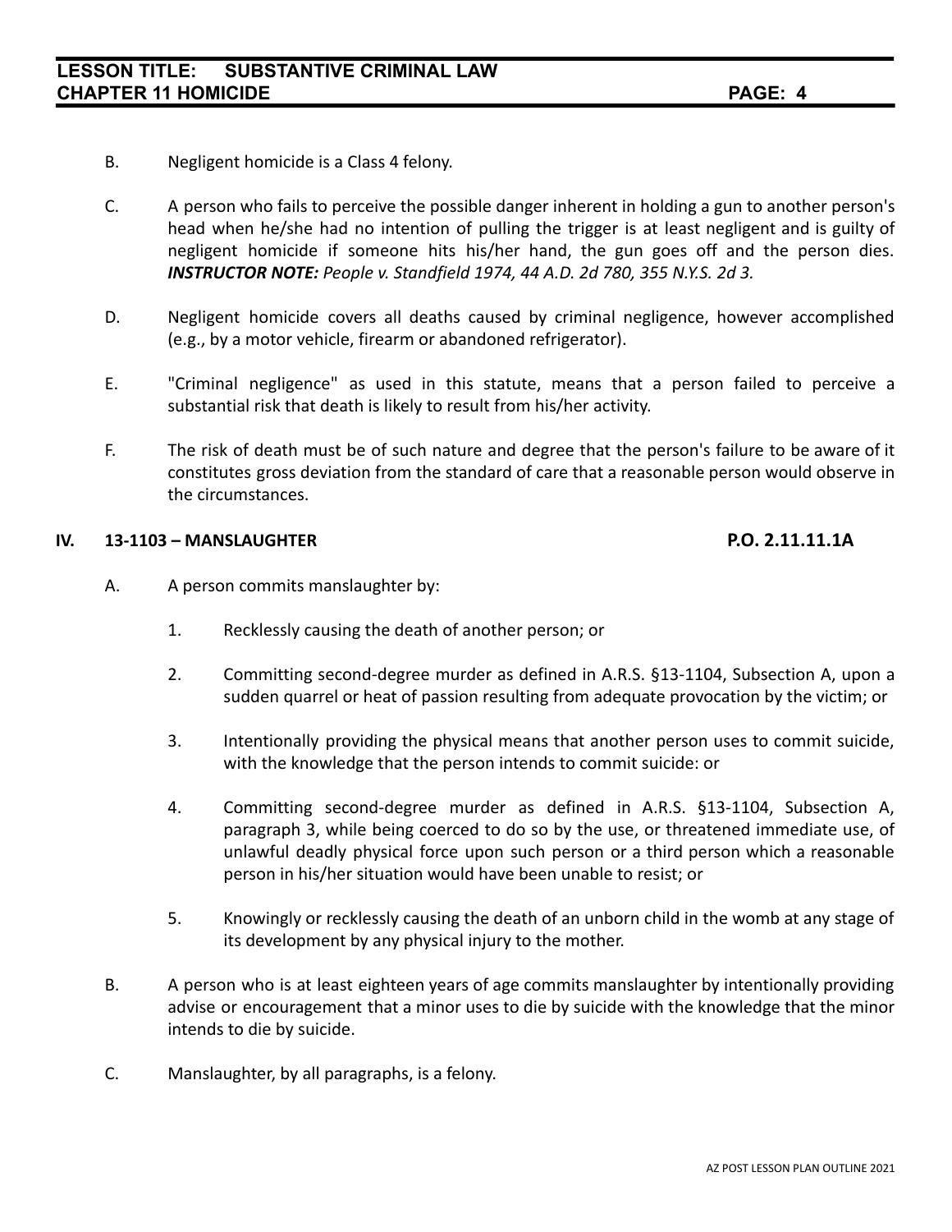B. Negligent homicide is a Class 4 felony.

C. A person who fails to perceive the possible danger inherent in holding a gun to another person's head when he/she had no intention of pulling the trigger is at least negligent and is guilty of negligent homicide if someone hits his/her hand, the gun goes off and the person dies. ***INSTRUCTOR NOTE:*** *People v. Standfield 1974, 44 A.D. 2d 780, 355 N.Y.S. 2d 3.*

D. Negligent homicide covers all deaths caused by criminal negligence, however accomplished (e.g., by a motor vehicle, firearm or abandoned refrigerator).

E. "Criminal negligence" as used in this statute, means that a person failed to perceive a substantial risk that death is likely to result from his/her activity.

F. The risk of death must be of such nature and degree that the person's failure to be aware of it constitutes gross deviation from the standard of care that a reasonable person would observe in the circumstances.

## IV. 13-1103 – MANSLAUGHTER **P.O. 2.11.11.1A**

A. A person commits manslaughter by:

1. Recklessly causing the death of another person; or

2. Committing second-degree murder as defined in A.R.S. §13-1104, Subsection A, upon a sudden quarrel or heat of passion resulting from adequate provocation by the victim; or

3. Intentionally providing the physical means that another person uses to commit suicide, with the knowledge that the person intends to commit suicide: or

4. Committing second-degree murder as defined in A.R.S. §13-1104, Subsection A, paragraph 3, while being coerced to do so by the use, or threatened immediate use, of unlawful deadly physical force upon such person or a third person which a reasonable person in his/her situation would have been unable to resist; or

5. Knowingly or recklessly causing the death of an unborn child in the womb at any stage of its development by any physical injury to the mother.

B. A person who is at least eighteen years of age commits manslaughter by intentionally providing advise or encouragement that a minor uses to die by suicide with the knowledge that the minor intends to die by suicide.

C. Manslaughter, by all paragraphs, is a felony.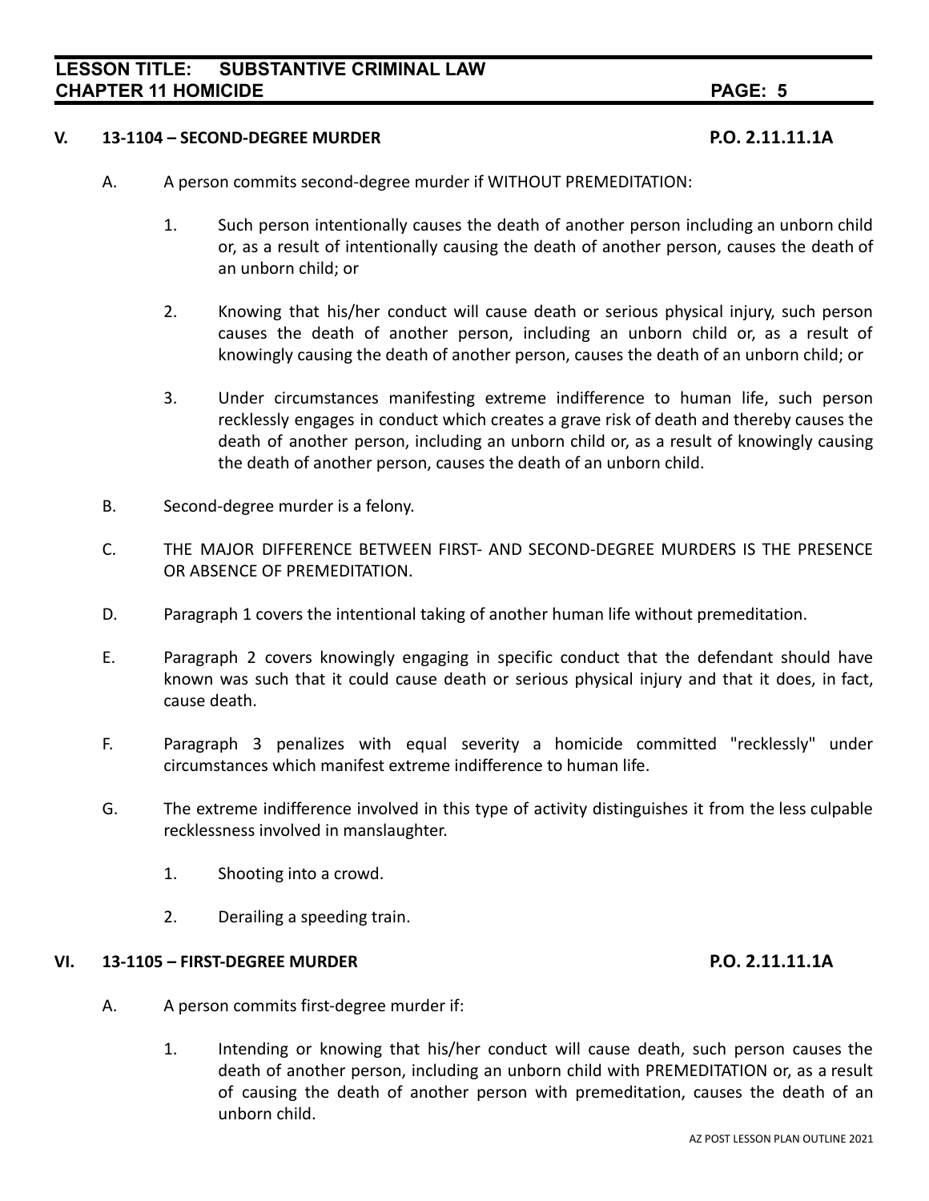## V. 13-1104 – SECOND-DEGREE MURDER P.O. 2.11.11.1A

A. A person commits second-degree murder if WITHOUT PREMEDITATION:

1. Such person intentionally causes the death of another person including an unborn child or, as a result of intentionally causing the death of another person, causes the death of an unborn child; or

2. Knowing that his/her conduct will cause death or serious physical injury, such person causes the death of another person, including an unborn child or, as a result of knowingly causing the death of another person, causes the death of an unborn child; or

3. Under circumstances manifesting extreme indifference to human life, such person recklessly engages in conduct which creates a grave risk of death and thereby causes the death of another person, including an unborn child or, as a result of knowingly causing the death of another person, causes the death of an unborn child.

B. Second-degree murder is a felony.

C. THE MAJOR DIFFERENCE BETWEEN FIRST- AND SECOND-DEGREE MURDERS IS THE PRESENCE OR ABSENCE OF PREMEDITATION.

D. Paragraph 1 covers the intentional taking of another human life without premeditation.

E. Paragraph 2 covers knowingly engaging in specific conduct that the defendant should have known was such that it could cause death or serious physical injury and that it does, in fact, cause death.

F. Paragraph 3 penalizes with equal severity a homicide committed "recklessly" under circumstances which manifest extreme indifference to human life.

G. The extreme indifference involved in this type of activity distinguishes it from the less culpable recklessness involved in manslaughter.

1. Shooting into a crowd.

2. Derailing a speeding train.

## VI. 13-1105 – FIRST-DEGREE MURDER P.O. 2.11.11.1A

A. A person commits first-degree murder if:

1. Intending or knowing that his/her conduct will cause death, such person causes the death of another person, including an unborn child with PREMEDITATION or, as a result of causing the death of another person with premeditation, causes the death of an unborn child.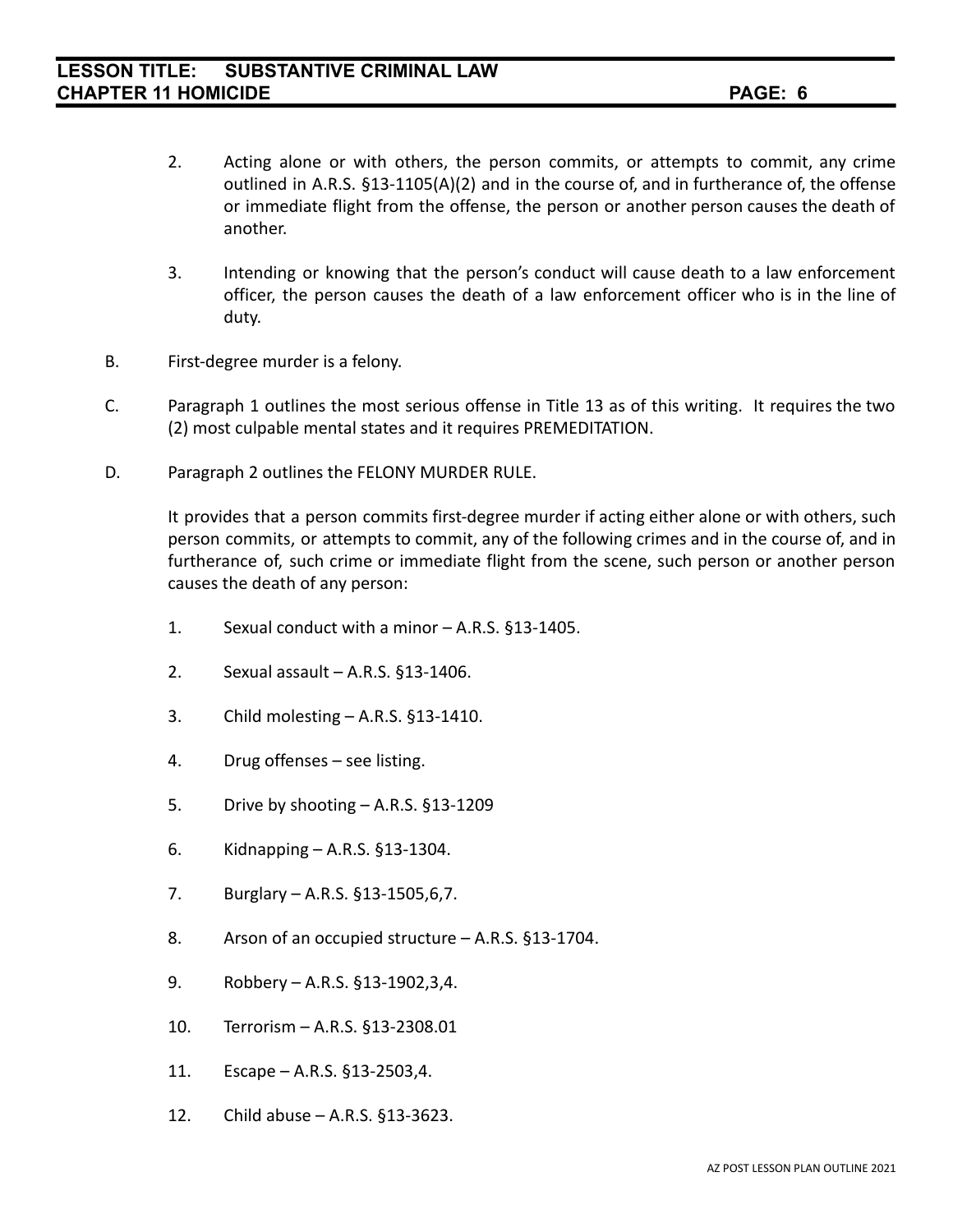2. Acting alone or with others, the person commits, or attempts to commit, any crime outlined in A.R.S. §13-1105(A)(2) and in the course of, and in furtherance of, the offense or immediate flight from the offense, the person or another person causes the death of another.

3. Intending or knowing that the person's conduct will cause death to a law enforcement officer, the person causes the death of a law enforcement officer who is in the line of duty.

B. First-degree murder is a felony.

C. Paragraph 1 outlines the most serious offense in Title 13 as of this writing. It requires the two (2) most culpable mental states and it requires PREMEDITATION.

D. Paragraph 2 outlines the FELONY MURDER RULE.

It provides that a person commits first-degree murder if acting either alone or with others, such person commits, or attempts to commit, any of the following crimes and in the course of, and in furtherance of, such crime or immediate flight from the scene, such person or another person causes the death of any person:

1. Sexual conduct with a minor – A.R.S. §13-1405.
2. Sexual assault – A.R.S. §13-1406.
3. Child molesting – A.R.S. §13-1410.
4. Drug offenses – see listing.
5. Drive by shooting – A.R.S. §13-1209
6. Kidnapping – A.R.S. §13-1304.
7. Burglary – A.R.S. §13-1505,6,7.
8. Arson of an occupied structure – A.R.S. §13-1704.
9. Robbery – A.R.S. §13-1902,3,4.
10. Terrorism – A.R.S. §13-2308.01
11. Escape – A.R.S. §13-2503,4.
12. Child abuse – A.R.S. §13-3623.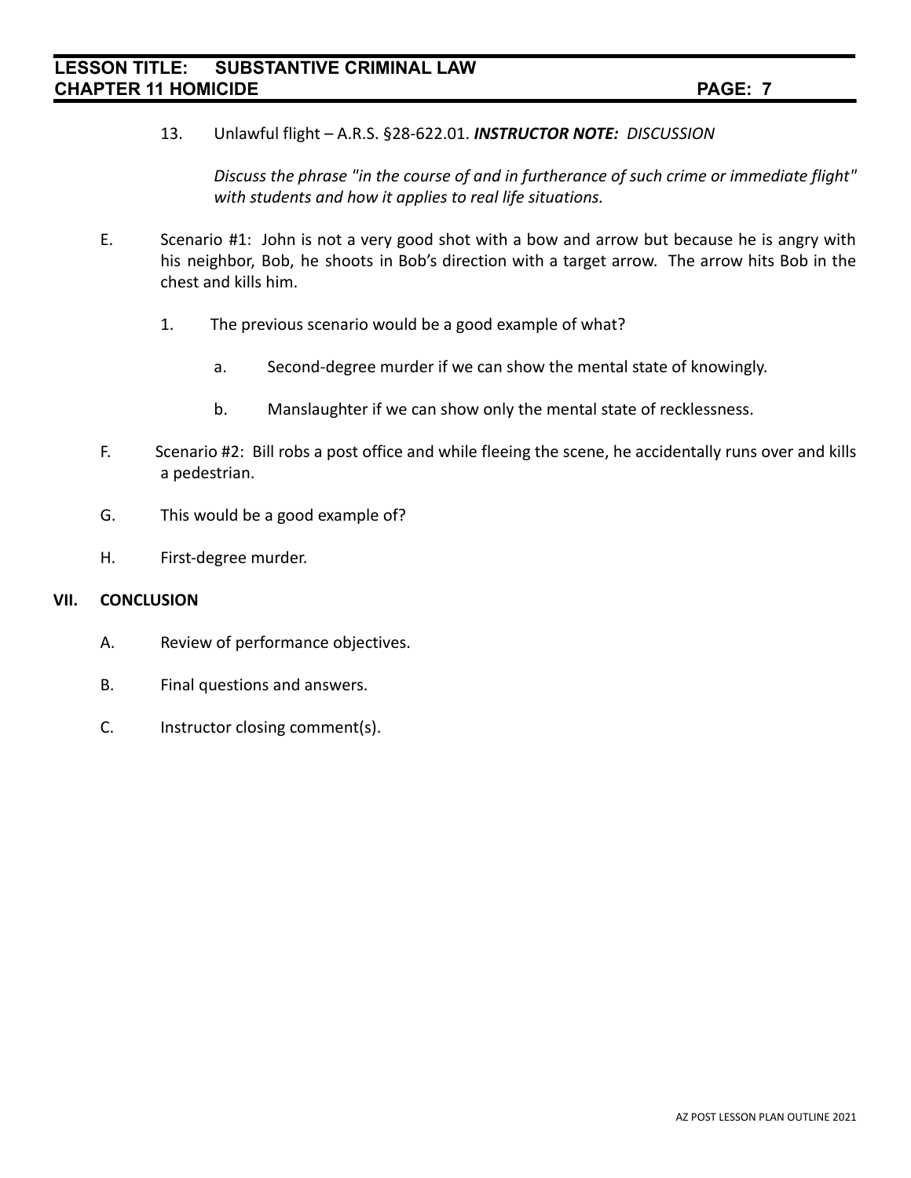13. Unlawful flight – A.R.S. §28-622.01. ***INSTRUCTOR NOTE:** DISCUSSION*

    *Discuss the phrase "in the course of and in furtherance of such crime or immediate flight" with students and how it applies to real life situations.*

E. Scenario #1: John is not a very good shot with a bow and arrow but because he is angry with his neighbor, Bob, he shoots in Bob's direction with a target arrow. The arrow hits Bob in the chest and kills him.

   1. The previous scenario would be a good example of what?

      a. Second-degree murder if we can show the mental state of knowingly.

      b. Manslaughter if we can show only the mental state of recklessness.

F. Scenario #2: Bill robs a post office and while fleeing the scene, he accidentally runs over and kills a pedestrian.

G. This would be a good example of?

H. First-degree murder.

## VII. CONCLUSION

A. Review of performance objectives.

B. Final questions and answers.

C. Instructor closing comment(s).